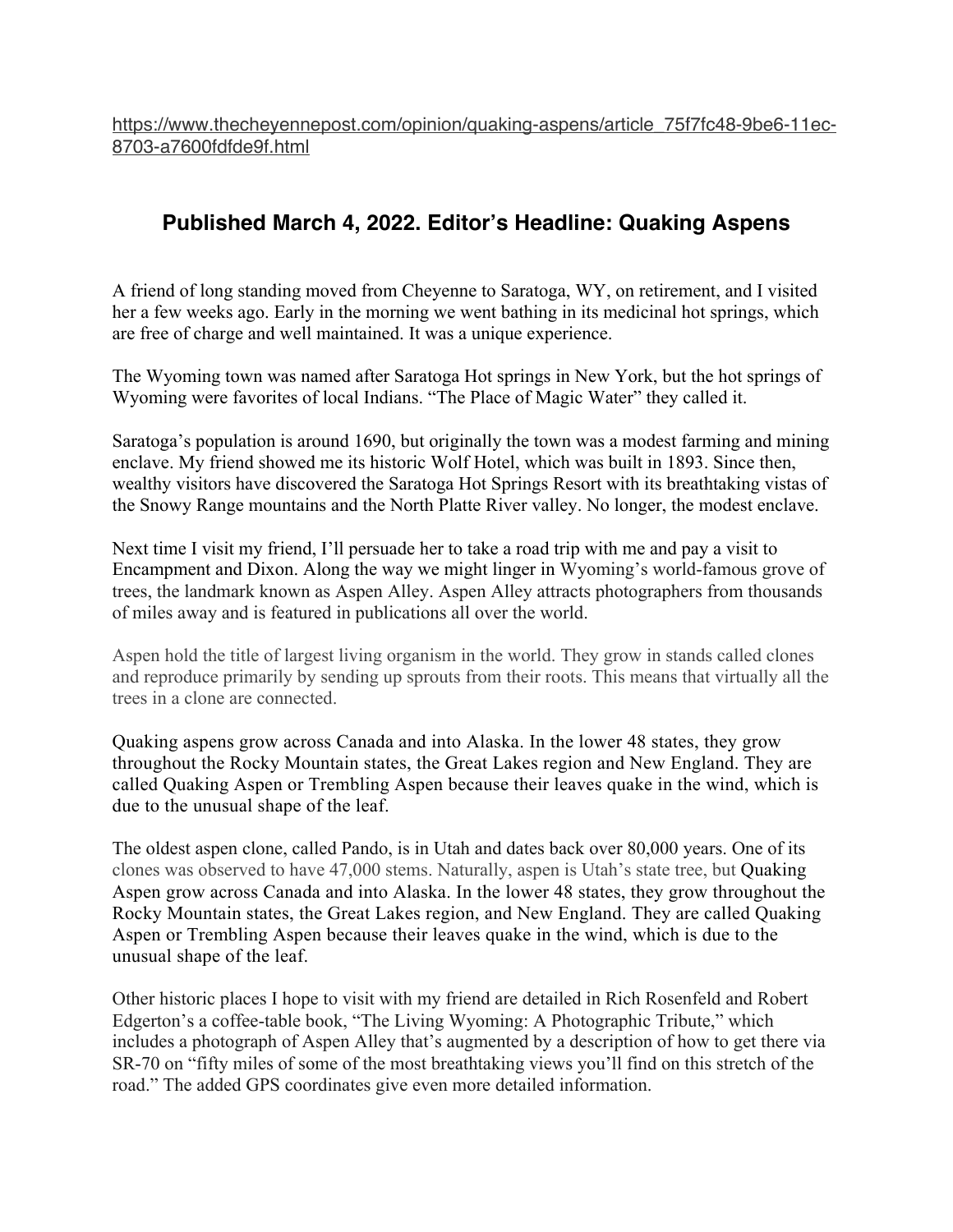https://www.thecheyennepost.com/opinion/quaking-aspens/article_75f7fc48-9be6-11ec-8703-a7600fdfde9f.html

## Published March 4, 2022. Editor's Headline: Quaking Aspens

A friend of long standing moved from Cheyenne to Saratoga, WY, on retirement, and I visited her a few weeks ago. Early in the morning we went bathing in its medicinal hot springs, which are free of charge and well maintained. It was a unique experience.

The Wyoming town was named after Saratoga Hot springs in New York, but the hot springs of Wyoming were favorites of local Indians. "The Place of Magic Water" they called it.

Saratoga's population is around 1690, but originally the town was a modest farming and mining enclave. My friend showed me its historic Wolf Hotel, which was built in 1893. Since then, wealthy visitors have discovered the Saratoga Hot Springs Resort with its breathtaking vistas of the Snowy Range mountains and the North Platte River valley. No longer, the modest enclave.

Next time I visit my friend, I'll persuade her to take a road trip with me and pay a visit to Encampment and Dixon. Along the way we might linger in Wyoming's world-famous grove of trees, the landmark known as Aspen Alley. Aspen Alley attracts photographers from thousands of miles away and is featured in publications all over the world.

Aspen hold the title of largest living organism in the world. They grow in stands called clones and reproduce primarily by sending up sprouts from their roots. This means that virtually all the trees in a clone are connected.

Quaking aspens grow across Canada and into Alaska. In the lower 48 states, they grow throughout the Rocky Mountain states, the Great Lakes region and New England. They are called Quaking Aspen or Trembling Aspen because their leaves quake in the wind, which is due to the unusual shape of the leaf.

The oldest aspen clone, called Pando, is in Utah and dates back over 80,000 years. One of its clones was observed to have 47,000 stems. Naturally, aspen is Utah's state tree, but Quaking Aspen grow across Canada and into Alaska. In the lower 48 states, they grow throughout the Rocky Mountain states, the Great Lakes region, and New England. They are called Quaking Aspen or Trembling Aspen because their leaves quake in the wind, which is due to the unusual shape of the leaf.

Other historic places I hope to visit with my friend are detailed in Rich Rosenfeld and Robert Edgerton's a coffee-table book, "The Living Wyoming: A Photographic Tribute," which includes a photograph of Aspen Alley that's augmented by a description of how to get there via SR-70 on "fifty miles of some of the most breathtaking views you'll find on this stretch of the road." The added GPS coordinates give even more detailed information.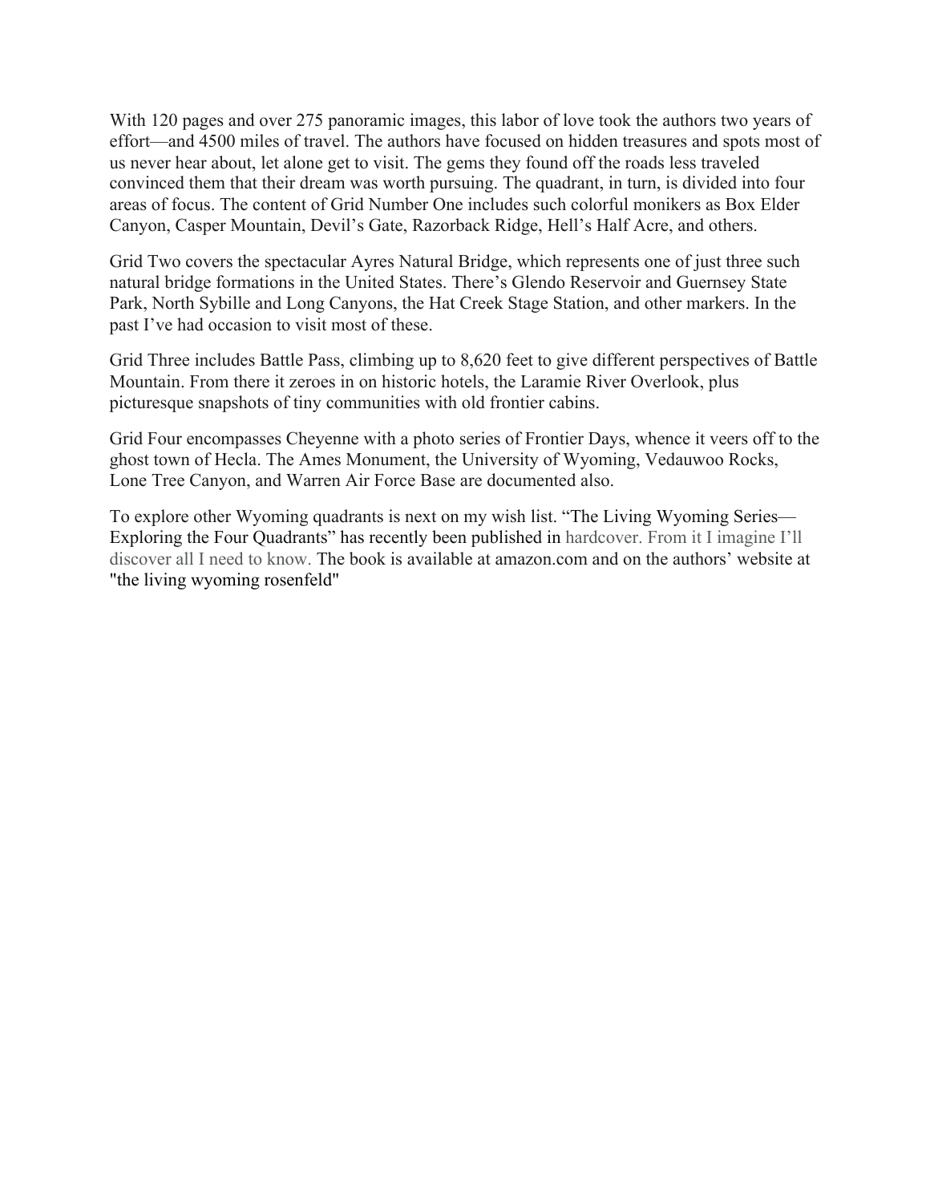With 120 pages and over 275 panoramic images, this labor of love took the authors two years of effort—and 4500 miles of travel. The authors have focused on hidden treasures and spots most of us never hear about, let alone get to visit. The gems they found off the roads less traveled convinced them that their dream was worth pursuing. The quadrant, in turn, is divided into four areas of focus. The content of Grid Number One includes such colorful monikers as Box Elder Canyon, Casper Mountain, Devil's Gate, Razorback Ridge, Hell's Half Acre, and others.

Grid Two covers the spectacular Ayres Natural Bridge, which represents one of just three such natural bridge formations in the United States. There's Glendo Reservoir and Guernsey State Park, North Sybille and Long Canyons, the Hat Creek Stage Station, and other markers. In the past I've had occasion to visit most of these.

Grid Three includes Battle Pass, climbing up to 8,620 feet to give different perspectives of Battle Mountain. From there it zeroes in on historic hotels, the Laramie River Overlook, plus picturesque snapshots of tiny communities with old frontier cabins.

Grid Four encompasses Cheyenne with a photo series of Frontier Days, whence it veers off to the ghost town of Hecla. The Ames Monument, the University of Wyoming, Vedauwoo Rocks, Lone Tree Canyon, and Warren Air Force Base are documented also.

To explore other Wyoming quadrants is next on my wish list. "The Living Wyoming Series—Exploring the Four Quadrants" has recently been published in hardcover. From it I imagine I'll discover all I need to know. The book is available at amazon.com and on the authors' website at "the living wyoming rosenfeld"